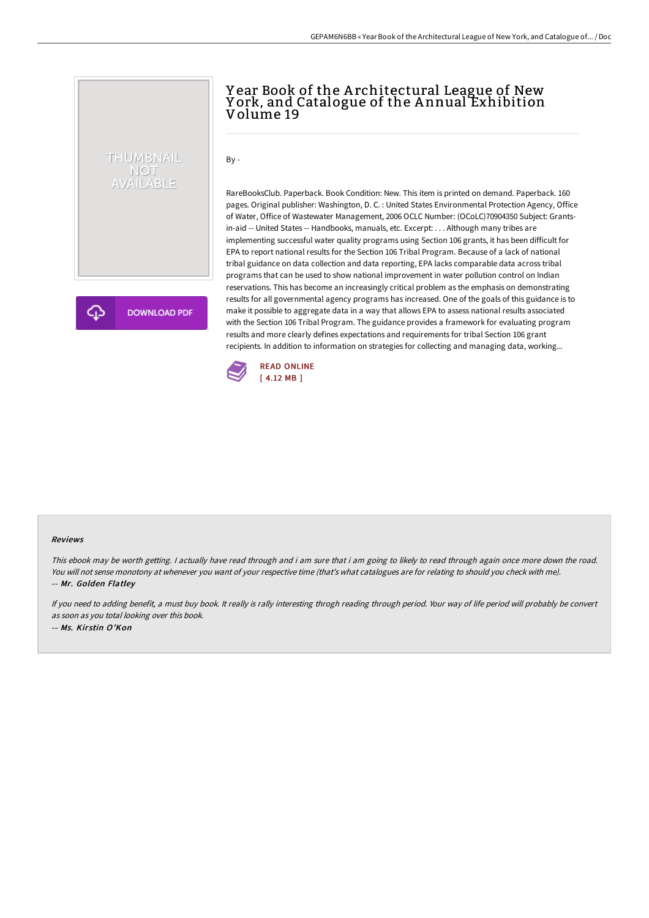# Year Book of the Architectural League of New York, and Catalogue of the Annual Exhibition Volume 19

By -

RareBooksClub. Paperback. Book Condition: New. This item is printed on demand. Paperback. 160 pages. Original publisher: Washington, D. C. : United States Environmental Protection Agency, Office of Water, Office of Wastewater Management, 2006 OCLC Number: (OCoLC)70904350 Subject: Grants-in-aid -- United States -- Handbooks, manuals, etc. Excerpt: . . . Although many tribes are implementing successful water quality programs using Section 106 grants, it has been difficult for EPA to report national results for the Section 106 Tribal Program. Because of a lack of national tribal guidance on data collection and data reporting, EPA lacks comparable data across tribal programs that can be used to show national improvement in water pollution control on Indian reservations. This has become an increasingly critical problem as the emphasis on demonstrating results for all governmental agency programs has increased. One of the goals of this guidance is to make it possible to aggregate data in a way that allows EPA to assess national results associated with the Section 106 Tribal Program. The guidance provides a framework for evaluating program results and more clearly defines expectations and requirements for tribal Section 106 grant recipients. In addition to information on strategies for collecting and managing data, working...

READ ONLINE
[ 4.12 MB ]

THUMBNAIL NOT AVAILABLE

DOWNLOAD PDF

#### Reviews

*This ebook may be worth getting. I actually have read through and i am sure that i am going to likely to read through again once more down the road. You will not sense monotony at whenever you want of your respective time (that's what catalogues are for relating to should you check with me).*
-- ***Mr. Golden Flatley***

*If you need to adding benefit, a must buy book. It really is rally interesting throgh reading through period. Your way of life period will probably be convert as soon as you total looking over this book.*
-- ***Ms. Kirstin O'Kon***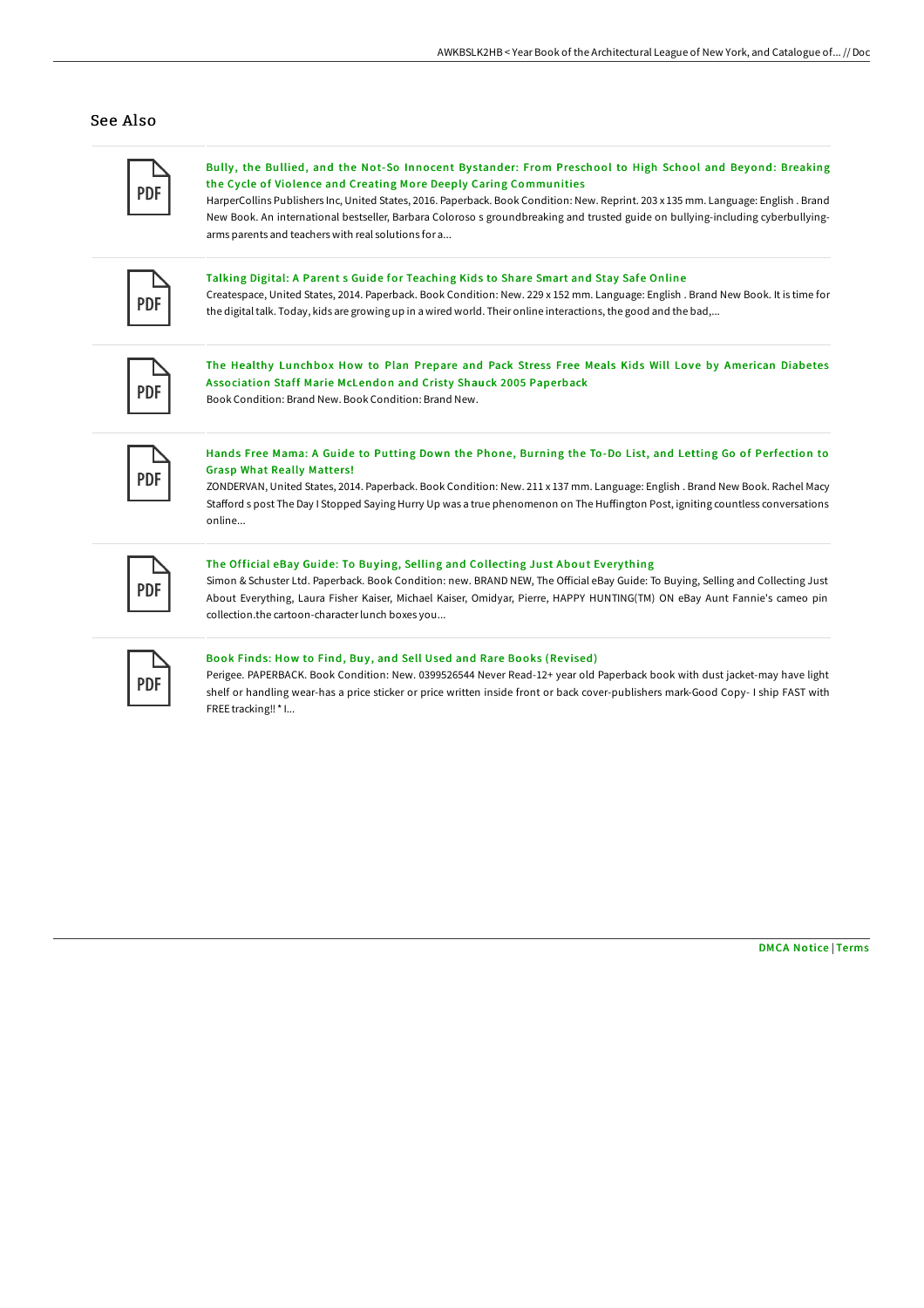## See Also

**Bully, the Bullied, and the Not-So Innocent Bystander: From Preschool to High School and Beyond: Breaking the Cycle of Violence and Creating More Deeply Caring Communities**

HarperCollins Publishers Inc, United States, 2016. Paperback. Book Condition: New. Reprint. 203 x 135 mm. Language: English . Brand New Book. An international bestseller, Barbara Coloroso s groundbreaking and trusted guide on bullying-including cyberbullying-arms parents and teachers with real solutions for a...

**Talking Digital: A Parent s Guide for Teaching Kids to Share Smart and Stay Safe Online**

Createspace, United States, 2014. Paperback. Book Condition: New. 229 x 152 mm. Language: English . Brand New Book. It is time for the digital talk. Today, kids are growing up in a wired world. Their online interactions, the good and the bad,...

**The Healthy Lunchbox How to Plan Prepare and Pack Stress Free Meals Kids Will Love by American Diabetes Association Staff Marie McLendon and Cristy Shauck 2005 Paperback**

Book Condition: Brand New. Book Condition: Brand New.

**Hands Free Mama: A Guide to Putting Down the Phone, Burning the To-Do List, and Letting Go of Perfection to Grasp What Really Matters!**

ZONDERVAN, United States, 2014. Paperback. Book Condition: New. 211 x 137 mm. Language: English . Brand New Book. Rachel Macy Stafford s post The Day I Stopped Saying Hurry Up was a true phenomenon on The Huffington Post, igniting countless conversations online...

**The Official eBay Guide: To Buying, Selling and Collecting Just About Everything**

Simon & Schuster Ltd. Paperback. Book Condition: new. BRAND NEW, The Official eBay Guide: To Buying, Selling and Collecting Just About Everything, Laura Fisher Kaiser, Michael Kaiser, Omidyar, Pierre, HAPPY HUNTING(TM) ON eBay Aunt Fannie's cameo pin collection.the cartoon-character lunch boxes you...

**Book Finds: How to Find, Buy, and Sell Used and Rare Books (Revised)**

Perigee. PAPERBACK. Book Condition: New. 0399526544 Never Read-12+ year old Paperback book with dust jacket-may have light shelf or handling wear-has a price sticker or price written inside front or back cover-publishers mark-Good Copy- I ship FAST with FREE tracking!! * I...